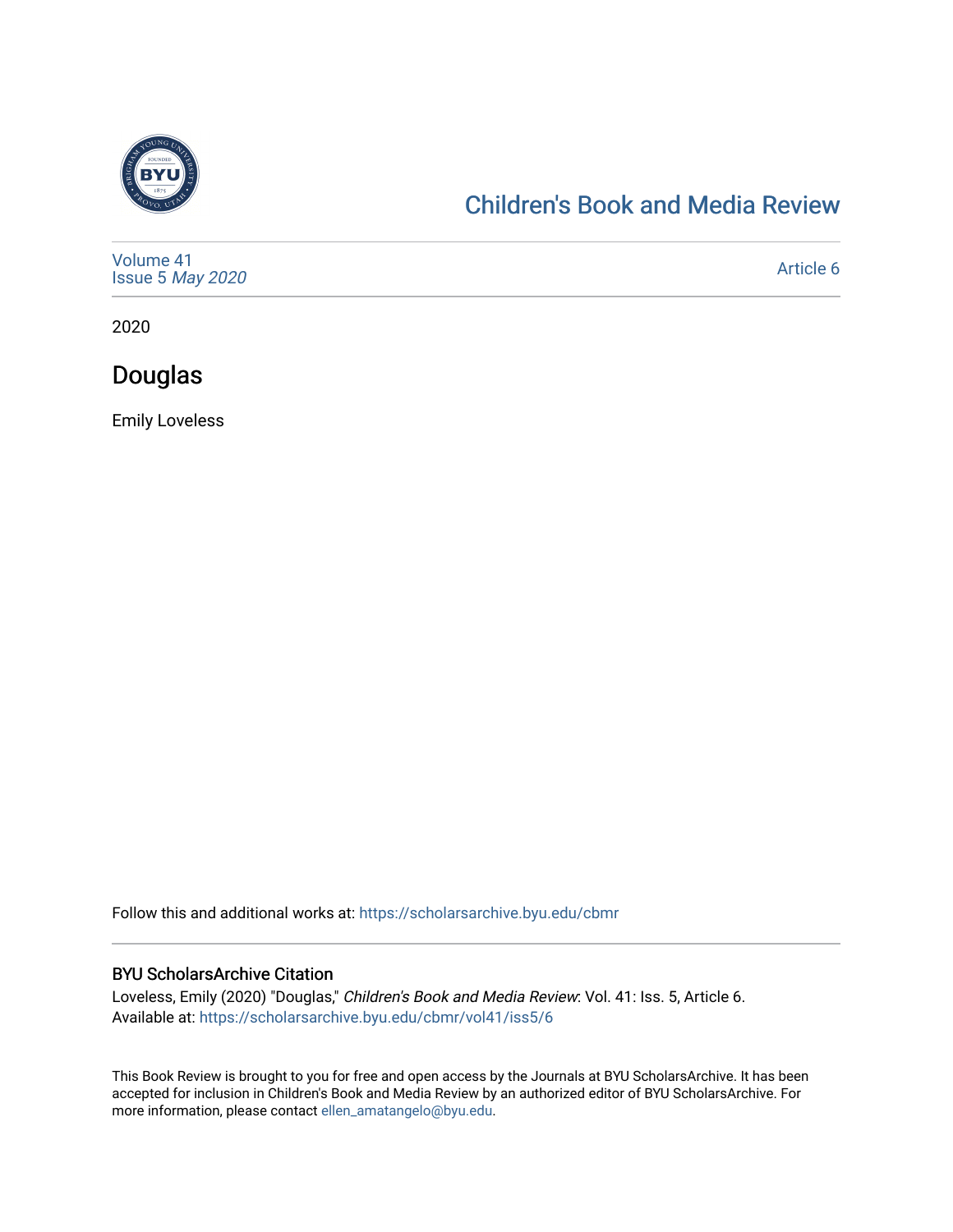Children's Book and Media Review

Volume 41
Issue 5 *May 2020*

Article 6

2020

# Douglas

Emily Loveless

Follow this and additional works at: https://scholarsarchive.byu.edu/cbmr

### BYU ScholarsArchive Citation

Loveless, Emily (2020) "Douglas," *Children's Book and Media Review*: Vol. 41: Iss. 5, Article 6.
Available at: https://scholarsarchive.byu.edu/cbmr/vol41/iss5/6

This Book Review is brought to you for free and open access by the Journals at BYU ScholarsArchive. It has been accepted for inclusion in Children's Book and Media Review by an authorized editor of BYU ScholarsArchive. For more information, please contact ellen_amatangelo@byu.edu.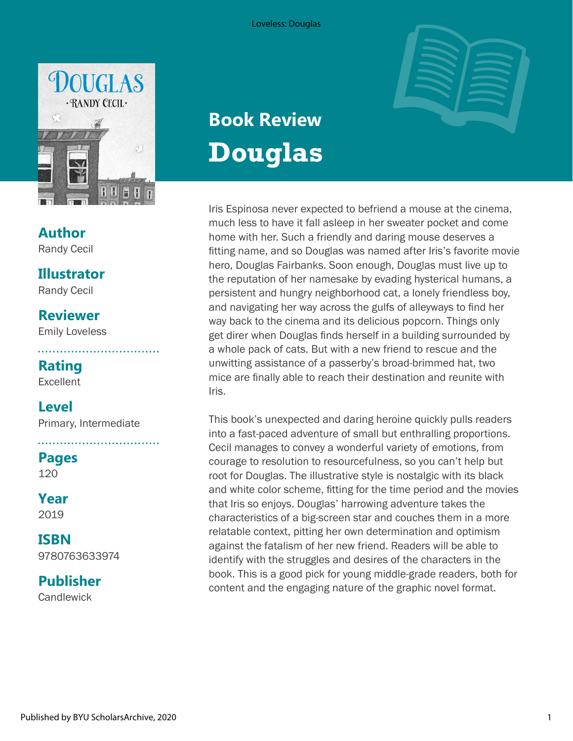## Book Review

# Douglas

**Author**
Randy Cecil

**Illustrator**
Randy Cecil

**Reviewer**
Emily Loveless

**Rating**
Excellent

**Level**
Primary, Intermediate

**Pages**
120

**Year**
2019

**ISBN**
9780763633974

**Publisher**
Candlewick

Iris Espinosa never expected to befriend a mouse at the cinema, much less to have it fall asleep in her sweater pocket and come home with her. Such a friendly and daring mouse deserves a fitting name, and so Douglas was named after Iris's favorite movie hero, Douglas Fairbanks. Soon enough, Douglas must live up to the reputation of her namesake by evading hysterical humans, a persistent and hungry neighborhood cat, a lonely friendless boy, and navigating her way across the gulfs of alleyways to find her way back to the cinema and its delicious popcorn. Things only get direr when Douglas finds herself in a building surrounded by a whole pack of cats. But with a new friend to rescue and the unwitting assistance of a passerby's broad-brimmed hat, two mice are finally able to reach their destination and reunite with Iris.

This book's unexpected and daring heroine quickly pulls readers into a fast-paced adventure of small but enthralling proportions. Cecil manages to convey a wonderful variety of emotions, from courage to resolution to resourcefulness, so you can't help but root for Douglas. The illustrative style is nostalgic with its black and white color scheme, fitting for the time period and the movies that Iris so enjoys. Douglas' harrowing adventure takes the characteristics of a big-screen star and couches them in a more relatable context, pitting her own determination and optimism against the fatalism of her new friend. Readers will be able to identify with the struggles and desires of the characters in the book. This is a good pick for young middle-grade readers, both for content and the engaging nature of the graphic novel format.